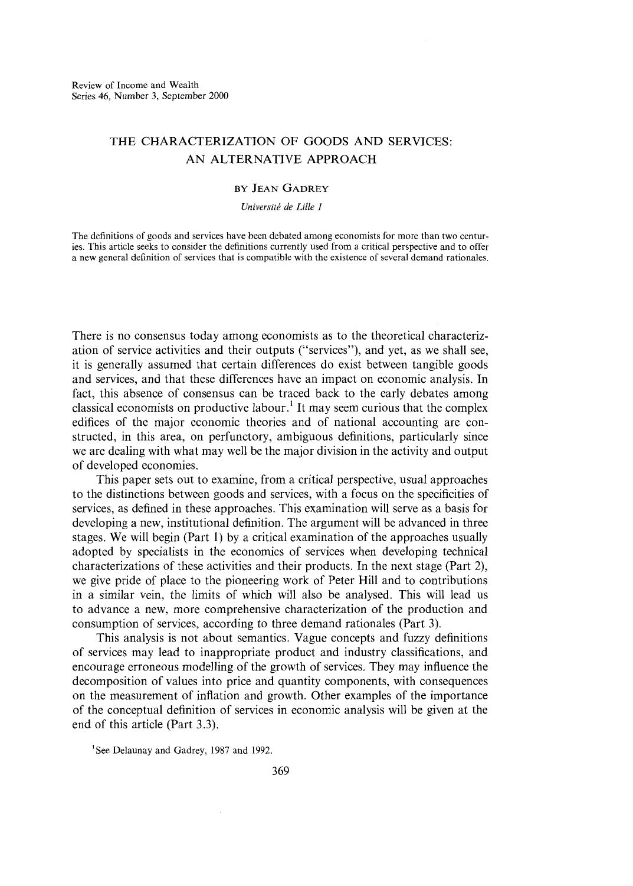Review of Income and Wealth
Series 46, Number 3, September 2000

# THE CHARACTERIZATION OF GOODS AND SERVICES: AN ALTERNATIVE APPROACH

BY JEAN GADREY

*Université de Lille 1*

The definitions of goods and services have been debated among economists for more than two centuries. This article seeks to consider the definitions currently used from a critical perspective and to offer a new general definition of services that is compatible with the existence of several demand rationales.

There is no consensus today among economists as to the theoretical characterization of service activities and their outputs ("services"), and yet, as we shall see, it is generally assumed that certain differences do exist between tangible goods and services, and that these differences have an impact on economic analysis. In fact, this absence of consensus can be traced back to the early debates among classical economists on productive labour.[1] It may seem curious that the complex edifices of the major economic theories and of national accounting are constructed, in this area, on perfunctory, ambiguous definitions, particularly since we are dealing with what may well be the major division in the activity and output of developed economies.

This paper sets out to examine, from a critical perspective, usual approaches to the distinctions between goods and services, with a focus on the specificities of services, as defined in these approaches. This examination will serve as a basis for developing a new, institutional definition. The argument will be advanced in three stages. We will begin (Part 1) by a critical examination of the approaches usually adopted by specialists in the economics of services when developing technical characterizations of these activities and their products. In the next stage (Part 2), we give pride of place to the pioneering work of Peter Hill and to contributions in a similar vein, the limits of which will also be analysed. This will lead us to advance a new, more comprehensive characterization of the production and consumption of services, according to three demand rationales (Part 3).

This analysis is not about semantics. Vague concepts and fuzzy definitions of services may lead to inappropriate product and industry classifications, and encourage erroneous modelling of the growth of services. They may influence the decomposition of values into price and quantity components, with consequences on the measurement of inflation and growth. Other examples of the importance of the conceptual definition of services in economic analysis will be given at the end of this article (Part 3.3).

[1] See Delaunay and Gadrey, 1987 and 1992.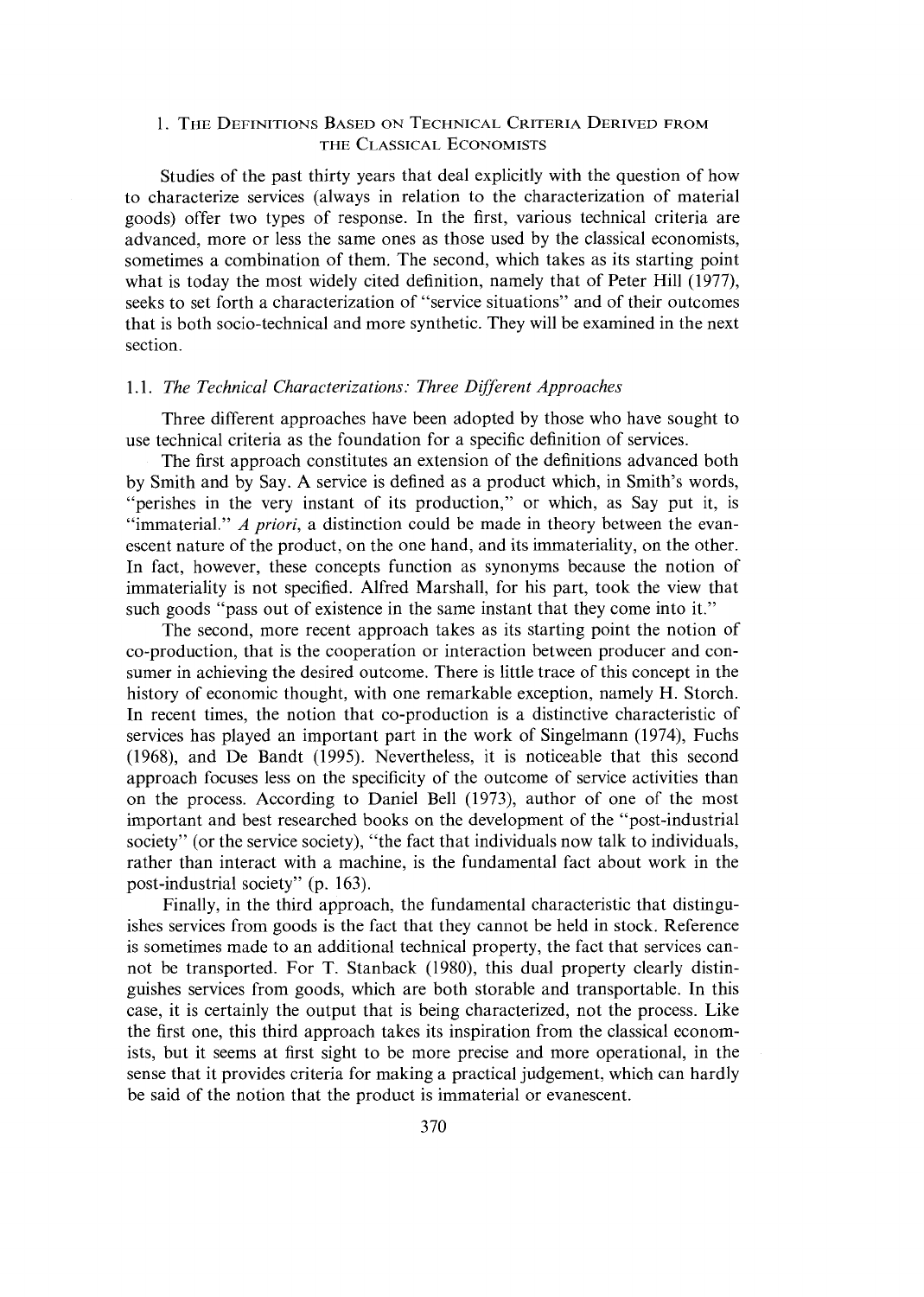## 1. The Definitions Based on Technical Criteria Derived from the Classical Economists

Studies of the past thirty years that deal explicitly with the question of how to characterize services (always in relation to the characterization of material goods) offer two types of response. In the first, various technical criteria are advanced, more or less the same ones as those used by the classical economists, sometimes a combination of them. The second, which takes as its starting point what is today the most widely cited definition, namely that of Peter Hill (1977), seeks to set forth a characterization of "service situations" and of their outcomes that is both socio-technical and more synthetic. They will be examined in the next section.

### 1.1. *The Technical Characterizations: Three Different Approaches*

Three different approaches have been adopted by those who have sought to use technical criteria as the foundation for a specific definition of services.

The first approach constitutes an extension of the definitions advanced both by Smith and by Say. A service is defined as a product which, in Smith's words, "perishes in the very instant of its production," or which, as Say put it, is "immaterial." *A priori*, a distinction could be made in theory between the evanescent nature of the product, on the one hand, and its immateriality, on the other. In fact, however, these concepts function as synonyms because the notion of immateriality is not specified. Alfred Marshall, for his part, took the view that such goods "pass out of existence in the same instant that they come into it."

The second, more recent approach takes as its starting point the notion of co-production, that is the cooperation or interaction between producer and consumer in achieving the desired outcome. There is little trace of this concept in the history of economic thought, with one remarkable exception, namely H. Storch. In recent times, the notion that co-production is a distinctive characteristic of services has played an important part in the work of Singelmann (1974), Fuchs (1968), and De Bandt (1995). Nevertheless, it is noticeable that this second approach focuses less on the specificity of the outcome of service activities than on the process. According to Daniel Bell (1973), author of one of the most important and best researched books on the development of the "post-industrial society" (or the service society), "the fact that individuals now talk to individuals, rather than interact with a machine, is the fundamental fact about work in the post-industrial society" (p. 163).

Finally, in the third approach, the fundamental characteristic that distinguishes services from goods is the fact that they cannot be held in stock. Reference is sometimes made to an additional technical property, the fact that services cannot be transported. For T. Stanback (1980), this dual property clearly distinguishes services from goods, which are both storable and transportable. In this case, it is certainly the output that is being characterized, not the process. Like the first one, this third approach takes its inspiration from the classical economists, but it seems at first sight to be more precise and more operational, in the sense that it provides criteria for making a practical judgement, which can hardly be said of the notion that the product is immaterial or evanescent.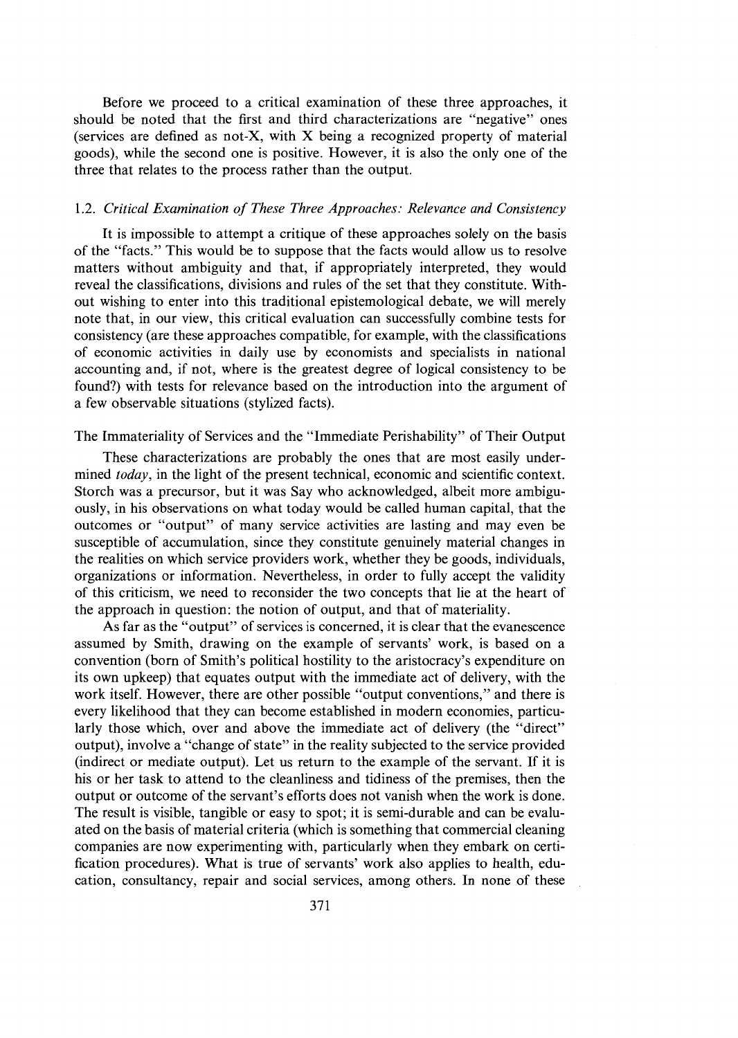Before we proceed to a critical examination of these three approaches, it should be noted that the first and third characterizations are "negative" ones (services are defined as not-X, with X being a recognized property of material goods), while the second one is positive. However, it is also the only one of the three that relates to the process rather than the output.

### 1.2. *Critical Examination of These Three Approaches: Relevance and Consistency*

It is impossible to attempt a critique of these approaches solely on the basis of the "facts." This would be to suppose that the facts would allow us to resolve matters without ambiguity and that, if appropriately interpreted, they would reveal the classifications, divisions and rules of the set that they constitute. Without wishing to enter into this traditional epistemological debate, we will merely note that, in our view, this critical evaluation can successfully combine tests for consistency (are these approaches compatible, for example, with the classifications of economic activities in daily use by economists and specialists in national accounting and, if not, where is the greatest degree of logical consistency to be found?) with tests for relevance based on the introduction into the argument of a few observable situations (stylized facts).

#### The Immateriality of Services and the "Immediate Perishability" of Their Output

These characterizations are probably the ones that are most easily undermined *today*, in the light of the present technical, economic and scientific context. Storch was a precursor, but it was Say who acknowledged, albeit more ambiguously, in his observations on what today would be called human capital, that the outcomes or "output" of many service activities are lasting and may even be susceptible of accumulation, since they constitute genuinely material changes in the realities on which service providers work, whether they be goods, individuals, organizations or information. Nevertheless, in order to fully accept the validity of this criticism, we need to reconsider the two concepts that lie at the heart of the approach in question: the notion of output, and that of materiality.

As far as the "output" of services is concerned, it is clear that the evanescence assumed by Smith, drawing on the example of servants' work, is based on a convention (born of Smith's political hostility to the aristocracy's expenditure on its own upkeep) that equates output with the immediate act of delivery, with the work itself. However, there are other possible "output conventions," and there is every likelihood that they can become established in modern economies, particularly those which, over and above the immediate act of delivery (the "direct" output), involve a "change of state" in the reality subjected to the service provided (indirect or mediate output). Let us return to the example of the servant. If it is his or her task to attend to the cleanliness and tidiness of the premises, then the output or outcome of the servant's efforts does not vanish when the work is done. The result is visible, tangible or easy to spot; it is semi-durable and can be evaluated on the basis of material criteria (which is something that commercial cleaning companies are now experimenting with, particularly when they embark on certification procedures). What is true of servants' work also applies to health, education, consultancy, repair and social services, among others. In none of these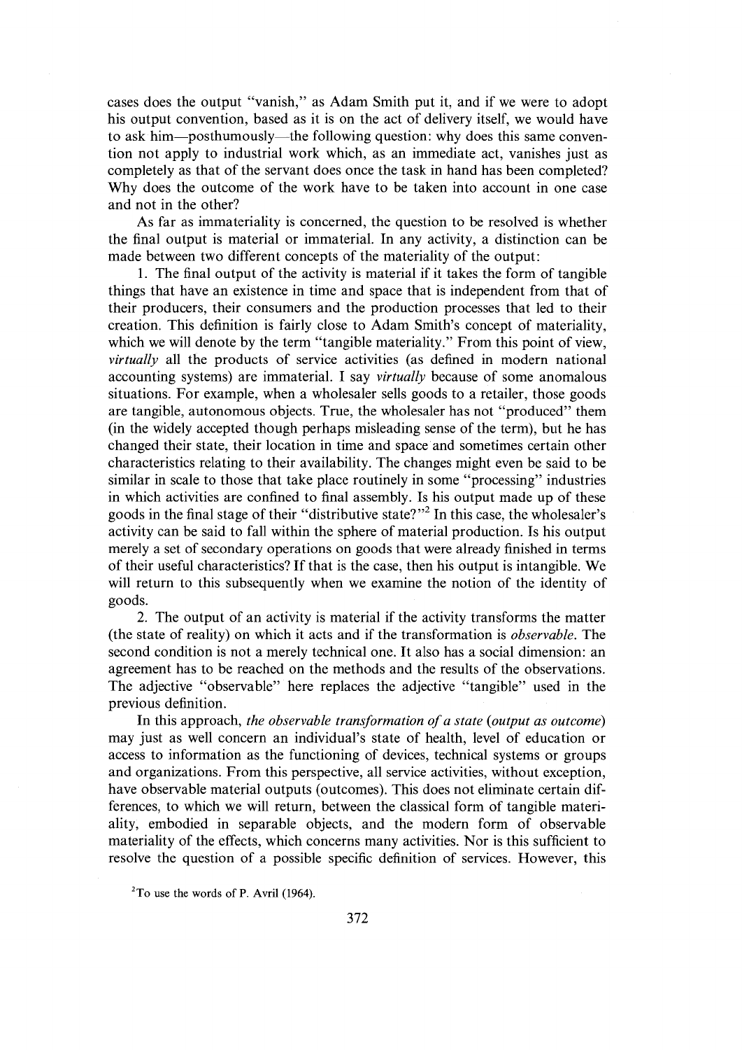cases does the output "vanish," as Adam Smith put it, and if we were to adopt his output convention, based as it is on the act of delivery itself, we would have to ask him—posthumously—the following question: why does this same convention not apply to industrial work which, as an immediate act, vanishes just as completely as that of the servant does once the task in hand has been completed? Why does the outcome of the work have to be taken into account in one case and not in the other?

As far as immateriality is concerned, the question to be resolved is whether the final output is material or immaterial. In any activity, a distinction can be made between two different concepts of the materiality of the output:

1. The final output of the activity is material if it takes the form of tangible things that have an existence in time and space that is independent from that of their producers, their consumers and the production processes that led to their creation. This definition is fairly close to Adam Smith's concept of materiality, which we will denote by the term "tangible materiality." From this point of view, *virtually* all the products of service activities (as defined in modern national accounting systems) are immaterial. I say *virtually* because of some anomalous situations. For example, when a wholesaler sells goods to a retailer, those goods are tangible, autonomous objects. True, the wholesaler has not "produced" them (in the widely accepted though perhaps misleading sense of the term), but he has changed their state, their location in time and space and sometimes certain other characteristics relating to their availability. The changes might even be said to be similar in scale to those that take place routinely in some "processing" industries in which activities are confined to final assembly. Is his output made up of these goods in the final stage of their "distributive state?"[2] In this case, the wholesaler's activity can be said to fall within the sphere of material production. Is his output merely a set of secondary operations on goods that were already finished in terms of their useful characteristics? If that is the case, then his output is intangible. We will return to this subsequently when we examine the notion of the identity of goods.

2. The output of an activity is material if the activity transforms the matter (the state of reality) on which it acts and if the transformation is *observable*. The second condition is not a merely technical one. It also has a social dimension: an agreement has to be reached on the methods and the results of the observations. The adjective "observable" here replaces the adjective "tangible" used in the previous definition.

In this approach, *the observable transformation of a state (output as outcome)* may just as well concern an individual's state of health, level of education or access to information as the functioning of devices, technical systems or groups and organizations. From this perspective, all service activities, without exception, have observable material outputs (outcomes). This does not eliminate certain differences, to which we will return, between the classical form of tangible materiality, embodied in separable objects, and the modern form of observable materiality of the effects, which concerns many activities. Nor is this sufficient to resolve the question of a possible specific definition of services. However, this

[2] To use the words of P. Avril (1964).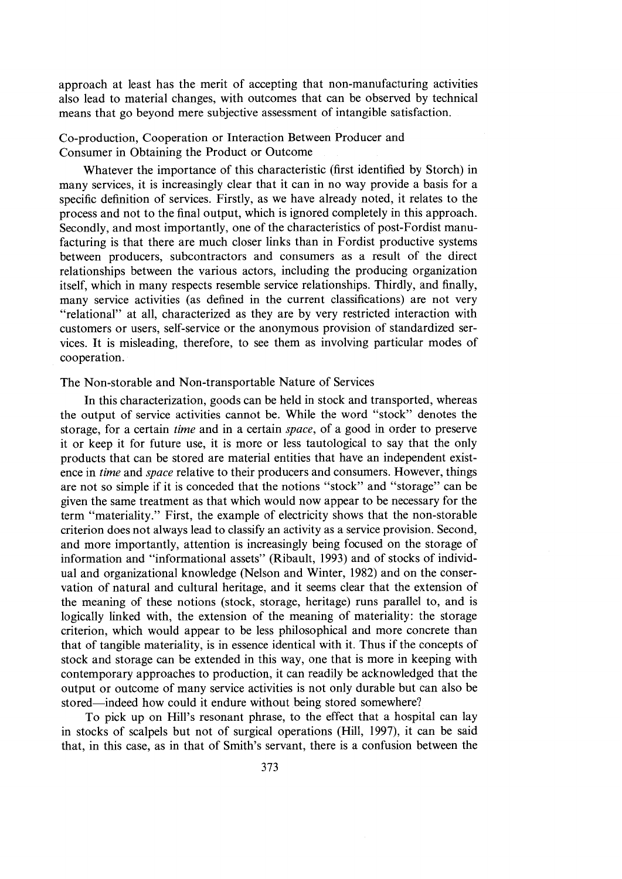approach at least has the merit of accepting that non-manufacturing activities also lead to material changes, with outcomes that can be observed by technical means that go beyond mere subjective assessment of intangible satisfaction.

### Co-production, Cooperation or Interaction Between Producer and Consumer in Obtaining the Product or Outcome

Whatever the importance of this characteristic (first identified by Storch) in many services, it is increasingly clear that it can in no way provide a basis for a specific definition of services. Firstly, as we have already noted, it relates to the process and not to the final output, which is ignored completely in this approach. Secondly, and most importantly, one of the characteristics of post-Fordist manufacturing is that there are much closer links than in Fordist productive systems between producers, subcontractors and consumers as a result of the direct relationships between the various actors, including the producing organization itself, which in many respects resemble service relationships. Thirdly, and finally, many service activities (as defined in the current classifications) are not very "relational" at all, characterized as they are by very restricted interaction with customers or users, self-service or the anonymous provision of standardized services. It is misleading, therefore, to see them as involving particular modes of cooperation.

### The Non-storable and Non-transportable Nature of Services

In this characterization, goods can be held in stock and transported, whereas the output of service activities cannot be. While the word "stock" denotes the storage, for a certain *time* and in a certain *space*, of a good in order to preserve it or keep it for future use, it is more or less tautological to say that the only products that can be stored are material entities that have an independent existence in *time* and *space* relative to their producers and consumers. However, things are not so simple if it is conceded that the notions "stock" and "storage" can be given the same treatment as that which would now appear to be necessary for the term "materiality." First, the example of electricity shows that the non-storable criterion does not always lead to classify an activity as a service provision. Second, and more importantly, attention is increasingly being focused on the storage of information and "informational assets" (Ribault, 1993) and of stocks of individual and organizational knowledge (Nelson and Winter, 1982) and on the conservation of natural and cultural heritage, and it seems clear that the extension of the meaning of these notions (stock, storage, heritage) runs parallel to, and is logically linked with, the extension of the meaning of materiality: the storage criterion, which would appear to be less philosophical and more concrete than that of tangible materiality, is in essence identical with it. Thus if the concepts of stock and storage can be extended in this way, one that is more in keeping with contemporary approaches to production, it can readily be acknowledged that the output or outcome of many service activities is not only durable but can also be stored—indeed how could it endure without being stored somewhere?

To pick up on Hill's resonant phrase, to the effect that a hospital can lay in stocks of scalpels but not of surgical operations (Hill, 1997), it can be said that, in this case, as in that of Smith's servant, there is a confusion between the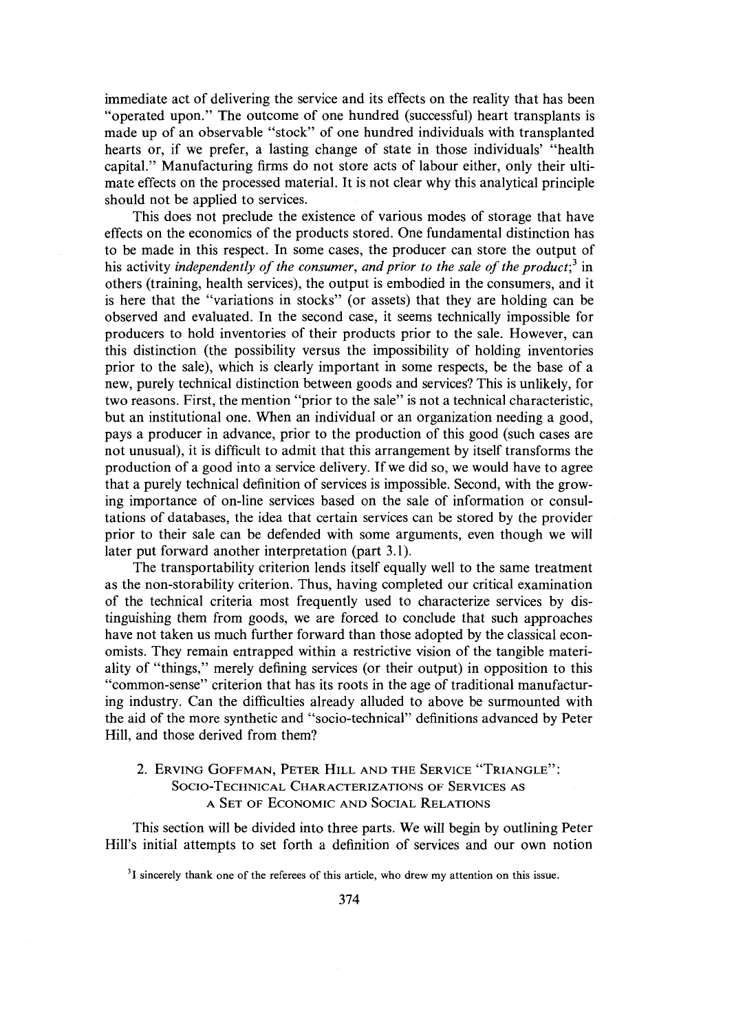immediate act of delivering the service and its effects on the reality that has been "operated upon." The outcome of one hundred (successful) heart transplants is made up of an observable "stock" of one hundred individuals with transplanted hearts or, if we prefer, a lasting change of state in those individuals' "health capital." Manufacturing firms do not store acts of labour either, only their ultimate effects on the processed material. It is not clear why this analytical principle should not be applied to services.

This does not preclude the existence of various modes of storage that have effects on the economics of the products stored. One fundamental distinction has to be made in this respect. In some cases, the producer can store the output of his activity *independently of the consumer, and prior to the sale of the product*;[3] in others (training, health services), the output is embodied in the consumers, and it is here that the "variations in stocks" (or assets) that they are holding can be observed and evaluated. In the second case, it seems technically impossible for producers to hold inventories of their products prior to the sale. However, can this distinction (the possibility versus the impossibility of holding inventories prior to the sale), which is clearly important in some respects, be the base of a new, purely technical distinction between goods and services? This is unlikely, for two reasons. First, the mention "prior to the sale" is not a technical characteristic, but an institutional one. When an individual or an organization needing a good, pays a producer in advance, prior to the production of this good (such cases are not unusual), it is difficult to admit that this arrangement by itself transforms the production of a good into a service delivery. If we did so, we would have to agree that a purely technical definition of services is impossible. Second, with the growing importance of on-line services based on the sale of information or consultations of databases, the idea that certain services can be stored by the provider prior to their sale can be defended with some arguments, even though we will later put forward another interpretation (part 3.1).

The transportability criterion lends itself equally well to the same treatment as the non-storability criterion. Thus, having completed our critical examination of the technical criteria most frequently used to characterize services by distinguishing them from goods, we are forced to conclude that such approaches have not taken us much further forward than those adopted by the classical economists. They remain entrapped within a restrictive vision of the tangible materiality of "things," merely defining services (or their output) in opposition to this "common-sense" criterion that has its roots in the age of traditional manufacturing industry. Can the difficulties already alluded to above be surmounted with the aid of the more synthetic and "socio-technical" definitions advanced by Peter Hill, and those derived from them?

## 2. Erving Goffman, Peter Hill and the Service "Triangle": Socio-Technical Characterizations of Services as a Set of Economic and Social Relations

This section will be divided into three parts. We will begin by outlining Peter Hill's initial attempts to set forth a definition of services and our own notion

[3] I sincerely thank one of the referees of this article, who drew my attention on this issue.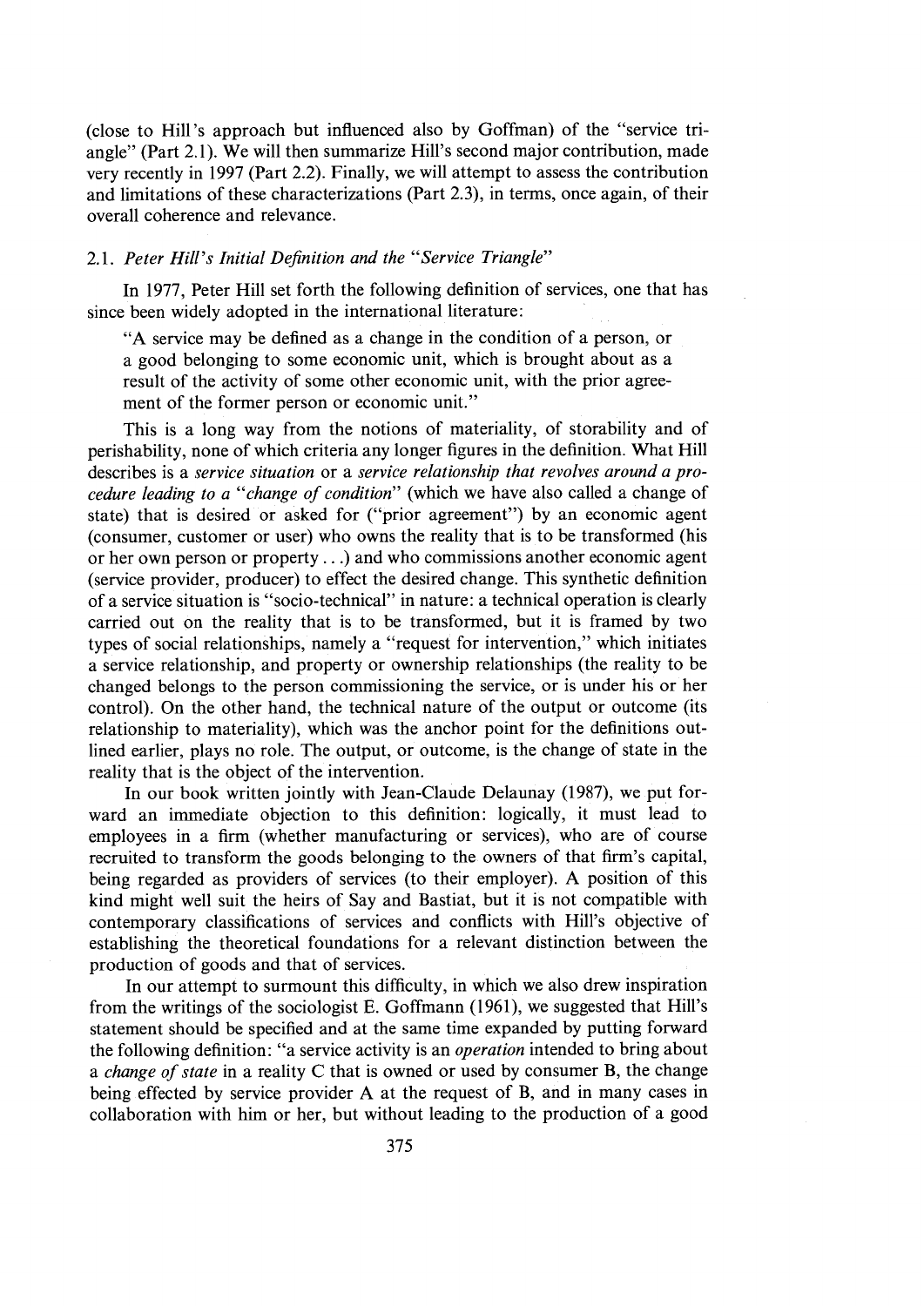(close to Hill's approach but influenced also by Goffman) of the "service triangle" (Part 2.1). We will then summarize Hill's second major contribution, made very recently in 1997 (Part 2.2). Finally, we will attempt to assess the contribution and limitations of these characterizations (Part 2.3), in terms, once again, of their overall coherence and relevance.

### 2.1. *Peter Hill's Initial Definition and the "Service Triangle"*

In 1977, Peter Hill set forth the following definition of services, one that has since been widely adopted in the international literature:

> "A service may be defined as a change in the condition of a person, or a good belonging to some economic unit, which is brought about as a result of the activity of some other economic unit, with the prior agreement of the former person or economic unit."

This is a long way from the notions of materiality, of storability and of perishability, none of which criteria any longer figures in the definition. What Hill describes is a *service situation* or a *service relationship that revolves around a procedure leading to a "change of condition"* (which we have also called a change of state) that is desired or asked for ("prior agreement") by an economic agent (consumer, customer or user) who owns the reality that is to be transformed (his or her own person or property . . .) and who commissions another economic agent (service provider, producer) to effect the desired change. This synthetic definition of a service situation is "socio-technical" in nature: a technical operation is clearly carried out on the reality that is to be transformed, but it is framed by two types of social relationships, namely a "request for intervention," which initiates a service relationship, and property or ownership relationships (the reality to be changed belongs to the person commissioning the service, or is under his or her control). On the other hand, the technical nature of the output or outcome (its relationship to materiality), which was the anchor point for the definitions outlined earlier, plays no role. The output, or outcome, is the change of state in the reality that is the object of the intervention.

In our book written jointly with Jean-Claude Delaunay (1987), we put forward an immediate objection to this definition: logically, it must lead to employees in a firm (whether manufacturing or services), who are of course recruited to transform the goods belonging to the owners of that firm's capital, being regarded as providers of services (to their employer). A position of this kind might well suit the heirs of Say and Bastiat, but it is not compatible with contemporary classifications of services and conflicts with Hill's objective of establishing the theoretical foundations for a relevant distinction between the production of goods and that of services.

In our attempt to surmount this difficulty, in which we also drew inspiration from the writings of the sociologist E. Goffmann (1961), we suggested that Hill's statement should be specified and at the same time expanded by putting forward the following definition: "a service activity is an *operation* intended to bring about a *change of state* in a reality C that is owned or used by consumer B, the change being effected by service provider A at the request of B, and in many cases in collaboration with him or her, but without leading to the production of a good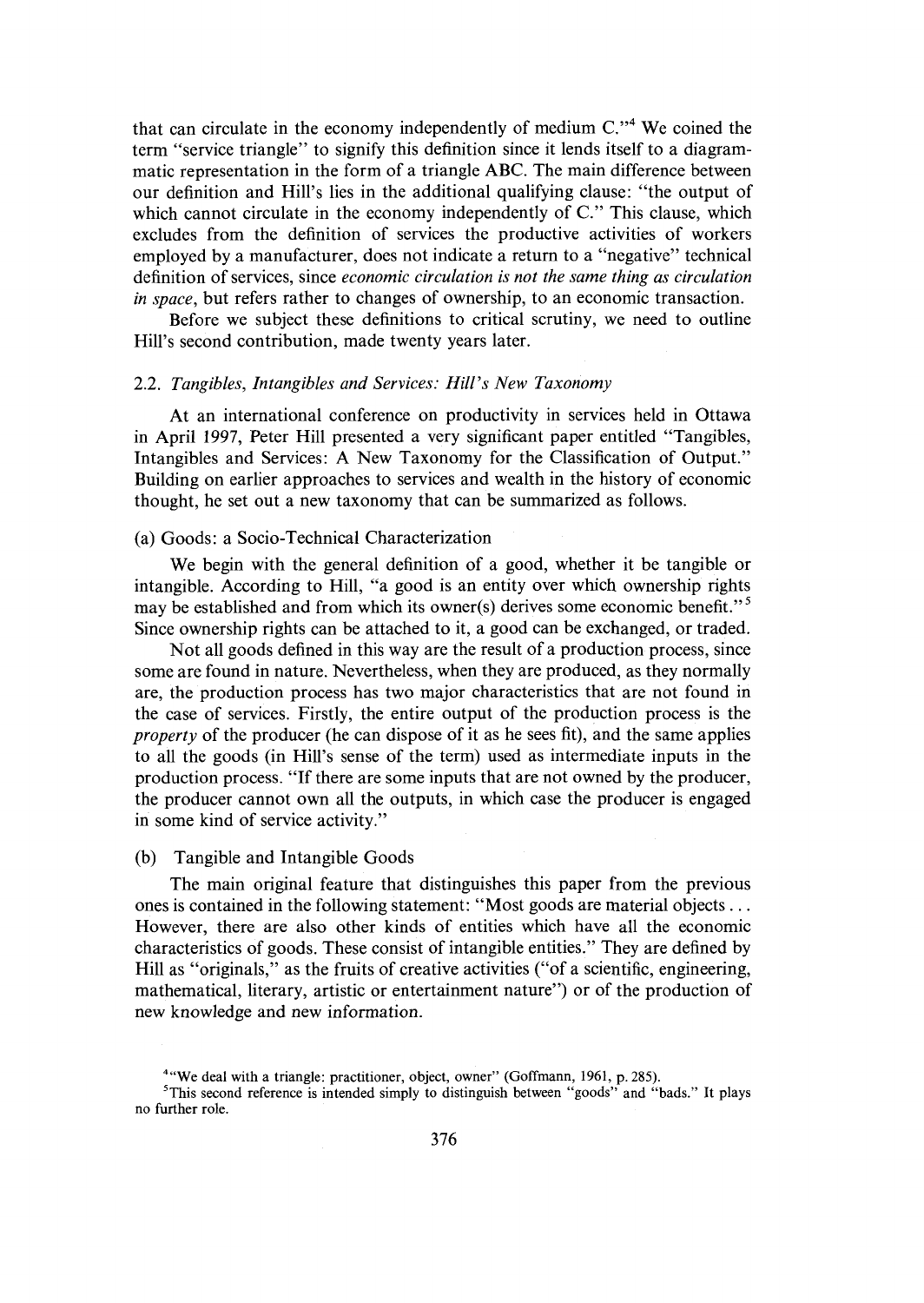that can circulate in the economy independently of medium C."[4] We coined the term "service triangle" to signify this definition since it lends itself to a diagrammatic representation in the form of a triangle ABC. The main difference between our definition and Hill's lies in the additional qualifying clause: "the output of which cannot circulate in the economy independently of C." This clause, which excludes from the definition of services the productive activities of workers employed by a manufacturer, does not indicate a return to a "negative" technical definition of services, since *economic circulation is not the same thing as circulation in space*, but refers rather to changes of ownership, to an economic transaction.

Before we subject these definitions to critical scrutiny, we need to outline Hill's second contribution, made twenty years later.

### 2.2. *Tangibles, Intangibles and Services: Hill's New Taxonomy*

At an international conference on productivity in services held in Ottawa in April 1997, Peter Hill presented a very significant paper entitled "Tangibles, Intangibles and Services: A New Taxonomy for the Classification of Output." Building on earlier approaches to services and wealth in the history of economic thought, he set out a new taxonomy that can be summarized as follows.

#### (a) Goods: a Socio-Technical Characterization

We begin with the general definition of a good, whether it be tangible or intangible. According to Hill, "a good is an entity over which ownership rights may be established and from which its owner(s) derives some economic benefit."[5] Since ownership rights can be attached to it, a good can be exchanged, or traded.

Not all goods defined in this way are the result of a production process, since some are found in nature. Nevertheless, when they are produced, as they normally are, the production process has two major characteristics that are not found in the case of services. Firstly, the entire output of the production process is the *property* of the producer (he can dispose of it as he sees fit), and the same applies to all the goods (in Hill's sense of the term) used as intermediate inputs in the production process. "If there are some inputs that are not owned by the producer, the producer cannot own all the outputs, in which case the producer is engaged in some kind of service activity."

#### (b) Tangible and Intangible Goods

The main original feature that distinguishes this paper from the previous ones is contained in the following statement: "Most goods are material objects . . . However, there are also other kinds of entities which have all the economic characteristics of goods. These consist of intangible entities." They are defined by Hill as "originals," as the fruits of creative activities ("of a scientific, engineering, mathematical, literary, artistic or entertainment nature") or of the production of new knowledge and new information.

[4] "We deal with a triangle: practitioner, object, owner" (Goffmann, 1961, p. 285).

[5] This second reference is intended simply to distinguish between "goods" and "bads." It plays no further role.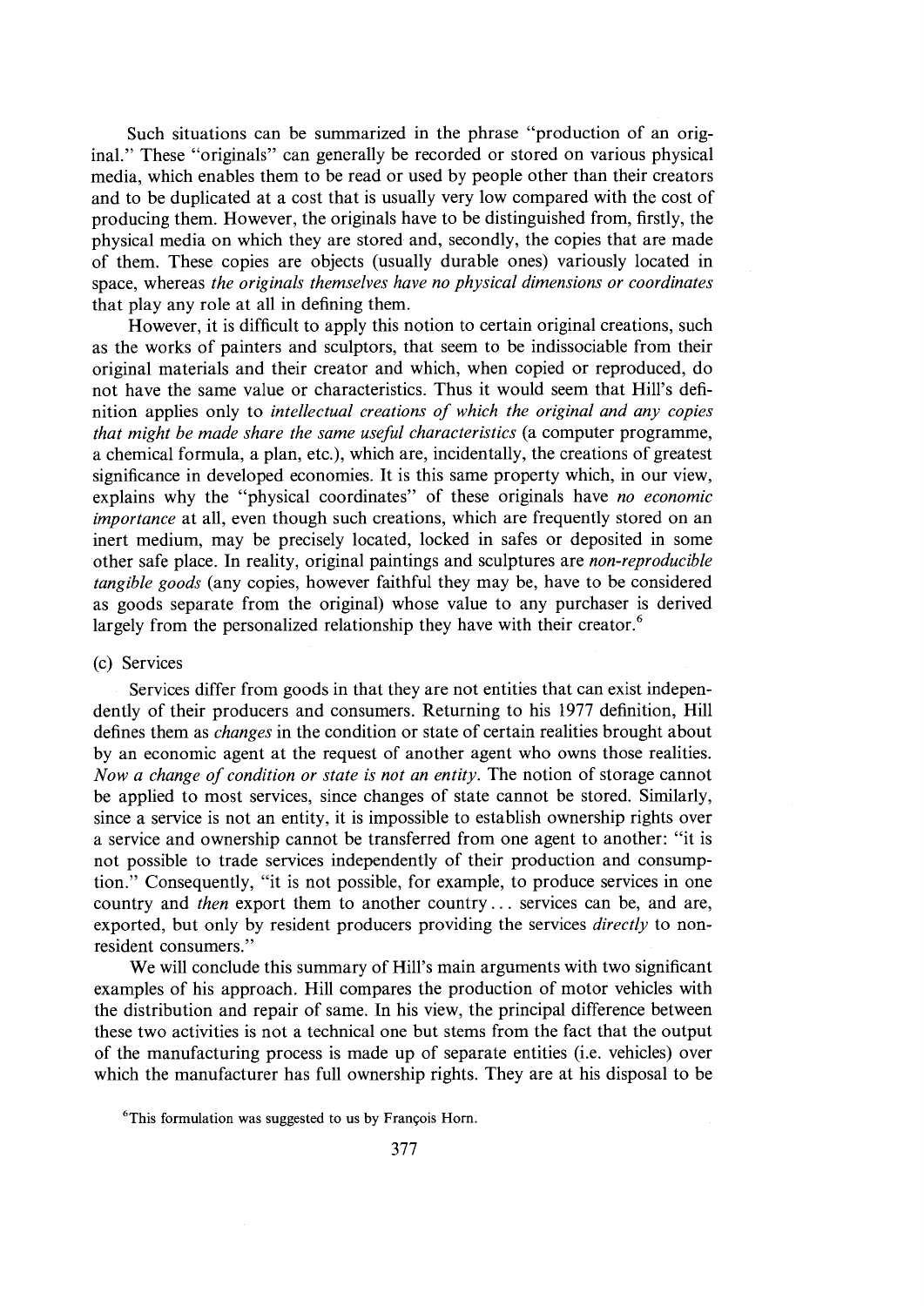Such situations can be summarized in the phrase "production of an original." These "originals" can generally be recorded or stored on various physical media, which enables them to be read or used by people other than their creators and to be duplicated at a cost that is usually very low compared with the cost of producing them. However, the originals have to be distinguished from, firstly, the physical media on which they are stored and, secondly, the copies that are made of them. These copies are objects (usually durable ones) variously located in space, whereas *the originals themselves have no physical dimensions or coordinates* that play any role at all in defining them.

However, it is difficult to apply this notion to certain original creations, such as the works of painters and sculptors, that seem to be indissociable from their original materials and their creator and which, when copied or reproduced, do not have the same value or characteristics. Thus it would seem that Hill's definition applies only to *intellectual creations of which the original and any copies that might be made share the same useful characteristics* (a computer programme, a chemical formula, a plan, etc.), which are, incidentally, the creations of greatest significance in developed economies. It is this same property which, in our view, explains why the "physical coordinates" of these originals have *no economic importance* at all, even though such creations, which are frequently stored on an inert medium, may be precisely located, locked in safes or deposited in some other safe place. In reality, original paintings and sculptures are *non-reproducible tangible goods* (any copies, however faithful they may be, have to be considered as goods separate from the original) whose value to any purchaser is derived largely from the personalized relationship they have with their creator.[6]

(c) Services

Services differ from goods in that they are not entities that can exist independently of their producers and consumers. Returning to his 1977 definition, Hill defines them as *changes* in the condition or state of certain realities brought about by an economic agent at the request of another agent who owns those realities. *Now a change of condition or state is not an entity.* The notion of storage cannot be applied to most services, since changes of state cannot be stored. Similarly, since a service is not an entity, it is impossible to establish ownership rights over a service and ownership cannot be transferred from one agent to another: "it is not possible to trade services independently of their production and consumption." Consequently, "it is not possible, for example, to produce services in one country and *then* export them to another country... services can be, and are, exported, but only by resident producers providing the services *directly* to non-resident consumers."

We will conclude this summary of Hill's main arguments with two significant examples of his approach. Hill compares the production of motor vehicles with the distribution and repair of same. In his view, the principal difference between these two activities is not a technical one but stems from the fact that the output of the manufacturing process is made up of separate entities (i.e. vehicles) over which the manufacturer has full ownership rights. They are at his disposal to be

[6] This formulation was suggested to us by François Horn.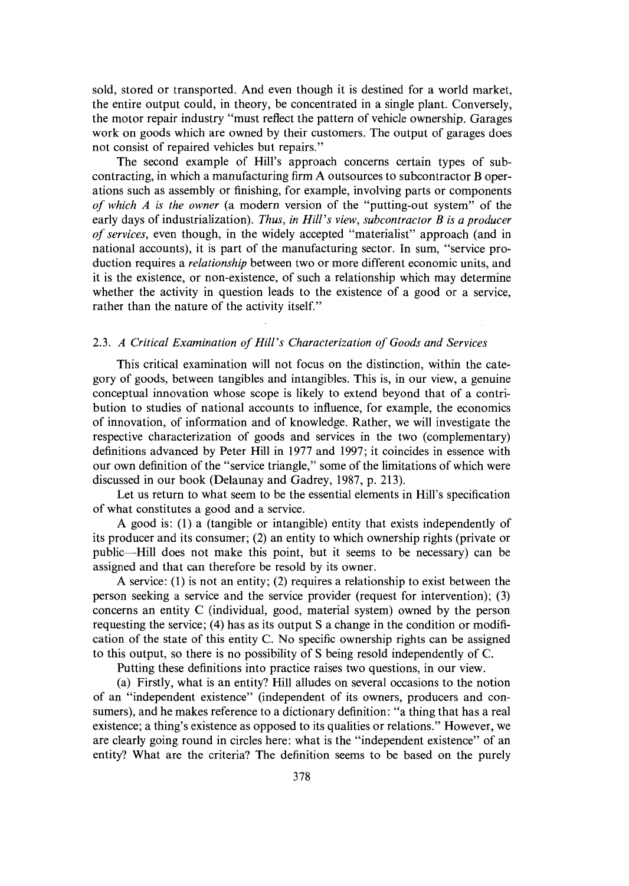sold, stored or transported. And even though it is destined for a world market, the entire output could, in theory, be concentrated in a single plant. Conversely, the motor repair industry "must reflect the pattern of vehicle ownership. Garages work on goods which are owned by their customers. The output of garages does not consist of repaired vehicles but repairs."

The second example of Hill's approach concerns certain types of subcontracting, in which a manufacturing firm A outsources to subcontractor B operations such as assembly or finishing, for example, involving parts or components *of which A is the owner* (a modern version of the "putting-out system" of the early days of industrialization). *Thus, in Hill's view, subcontractor B is a producer of services*, even though, in the widely accepted "materialist" approach (and in national accounts), it is part of the manufacturing sector. In sum, "service production requires a *relationship* between two or more different economic units, and it is the existence, or non-existence, of such a relationship which may determine whether the activity in question leads to the existence of a good or a service, rather than the nature of the activity itself."

### 2.3. *A Critical Examination of Hill's Characterization of Goods and Services*

This critical examination will not focus on the distinction, within the category of goods, between tangibles and intangibles. This is, in our view, a genuine conceptual innovation whose scope is likely to extend beyond that of a contribution to studies of national accounts to influence, for example, the economics of innovation, of information and of knowledge. Rather, we will investigate the respective characterization of goods and services in the two (complementary) definitions advanced by Peter Hill in 1977 and 1997; it coincides in essence with our own definition of the "service triangle," some of the limitations of which were discussed in our book (Delaunay and Gadrey, 1987, p. 213).

Let us return to what seem to be the essential elements in Hill's specification of what constitutes a good and a service.

A good is: (1) a (tangible or intangible) entity that exists independently of its producer and its consumer; (2) an entity to which ownership rights (private or public—Hill does not make this point, but it seems to be necessary) can be assigned and that can therefore be resold by its owner.

A service: (1) is not an entity; (2) requires a relationship to exist between the person seeking a service and the service provider (request for intervention); (3) concerns an entity C (individual, good, material system) owned by the person requesting the service; (4) has as its output S a change in the condition or modification of the state of this entity C. No specific ownership rights can be assigned to this output, so there is no possibility of S being resold independently of C.

Putting these definitions into practice raises two questions, in our view.

(a) Firstly, what is an entity? Hill alludes on several occasions to the notion of an "independent existence" (independent of its owners, producers and consumers), and he makes reference to a dictionary definition: "a thing that has a real existence; a thing's existence as opposed to its qualities or relations." However, we are clearly going round in circles here: what is the "independent existence" of an entity? What are the criteria? The definition seems to be based on the purely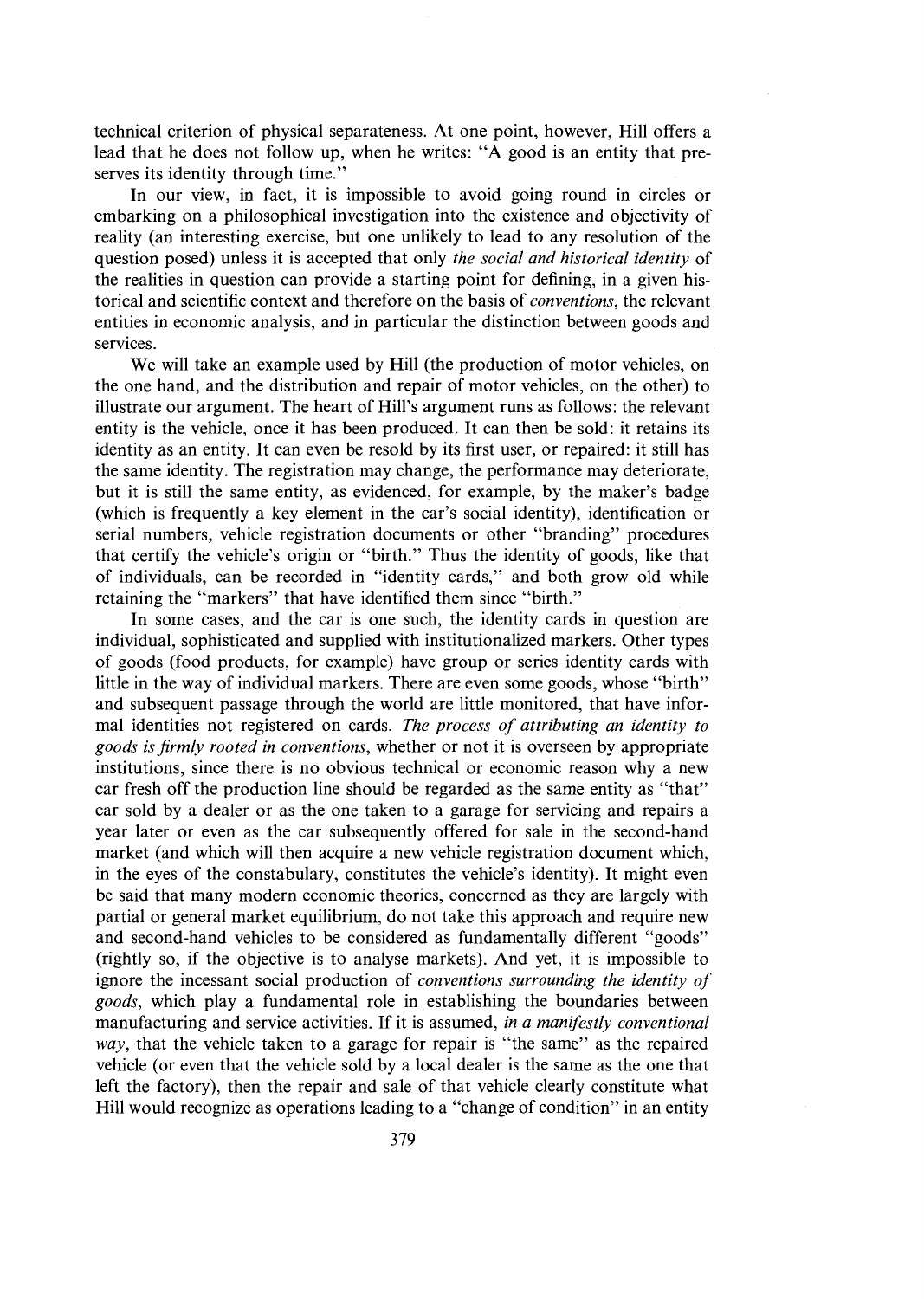technical criterion of physical separateness. At one point, however, Hill offers a lead that he does not follow up, when he writes: "A good is an entity that preserves its identity through time."

In our view, in fact, it is impossible to avoid going round in circles or embarking on a philosophical investigation into the existence and objectivity of reality (an interesting exercise, but one unlikely to lead to any resolution of the question posed) unless it is accepted that only *the social and historical identity* of the realities in question can provide a starting point for defining, in a given historical and scientific context and therefore on the basis of *conventions*, the relevant entities in economic analysis, and in particular the distinction between goods and services.

We will take an example used by Hill (the production of motor vehicles, on the one hand, and the distribution and repair of motor vehicles, on the other) to illustrate our argument. The heart of Hill's argument runs as follows: the relevant entity is the vehicle, once it has been produced. It can then be sold: it retains its identity as an entity. It can even be resold by its first user, or repaired: it still has the same identity. The registration may change, the performance may deteriorate, but it is still the same entity, as evidenced, for example, by the maker's badge (which is frequently a key element in the car's social identity), identification or serial numbers, vehicle registration documents or other "branding" procedures that certify the vehicle's origin or "birth." Thus the identity of goods, like that of individuals, can be recorded in "identity cards," and both grow old while retaining the "markers" that have identified them since "birth."

In some cases, and the car is one such, the identity cards in question are individual, sophisticated and supplied with institutionalized markers. Other types of goods (food products, for example) have group or series identity cards with little in the way of individual markers. There are even some goods, whose "birth" and subsequent passage through the world are little monitored, that have informal identities not registered on cards. *The process of attributing an identity to goods is firmly rooted in conventions*, whether or not it is overseen by appropriate institutions, since there is no obvious technical or economic reason why a new car fresh off the production line should be regarded as the same entity as "that" car sold by a dealer or as the one taken to a garage for servicing and repairs a year later or even as the car subsequently offered for sale in the second-hand market (and which will then acquire a new vehicle registration document which, in the eyes of the constabulary, constitutes the vehicle's identity). It might even be said that many modern economic theories, concerned as they are largely with partial or general market equilibrium, do not take this approach and require new and second-hand vehicles to be considered as fundamentally different "goods" (rightly so, if the objective is to analyse markets). And yet, it is impossible to ignore the incessant social production of *conventions surrounding the identity of goods*, which play a fundamental role in establishing the boundaries between manufacturing and service activities. If it is assumed, *in a manifestly conventional way*, that the vehicle taken to a garage for repair is "the same" as the repaired vehicle (or even that the vehicle sold by a local dealer is the same as the one that left the factory), then the repair and sale of that vehicle clearly constitute what Hill would recognize as operations leading to a "change of condition" in an entity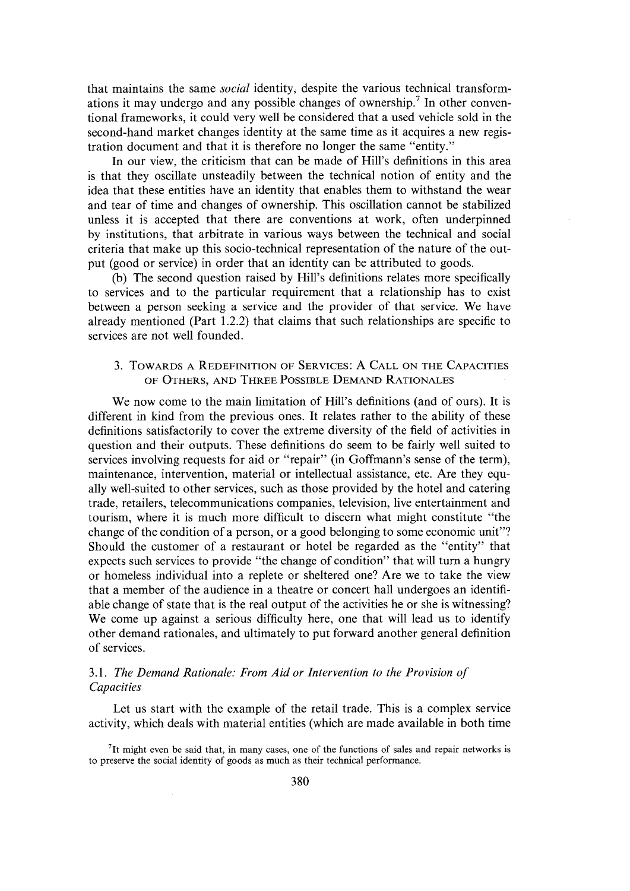that maintains the same *social* identity, despite the various technical transformations it may undergo and any possible changes of ownership.[7] In other conventional frameworks, it could very well be considered that a used vehicle sold in the second-hand market changes identity at the same time as it acquires a new registration document and that it is therefore no longer the same "entity."

In our view, the criticism that can be made of Hill's definitions in this area is that they oscillate unsteadily between the technical notion of entity and the idea that these entities have an identity that enables them to withstand the wear and tear of time and changes of ownership. This oscillation cannot be stabilized unless it is accepted that there are conventions at work, often underpinned by institutions, that arbitrate in various ways between the technical and social criteria that make up this socio-technical representation of the nature of the output (good or service) in order that an identity can be attributed to goods.

(b) The second question raised by Hill's definitions relates more specifically to services and to the particular requirement that a relationship has to exist between a person seeking a service and the provider of that service. We have already mentioned (Part 1.2.2) that claims that such relationships are specific to services are not well founded.

## 3. Towards a Redefinition of Services: A Call on the Capacities of Others, and Three Possible Demand Rationales

We now come to the main limitation of Hill's definitions (and of ours). It is different in kind from the previous ones. It relates rather to the ability of these definitions satisfactorily to cover the extreme diversity of the field of activities in question and their outputs. These definitions do seem to be fairly well suited to services involving requests for aid or "repair" (in Goffmann's sense of the term), maintenance, intervention, material or intellectual assistance, etc. Are they equally well-suited to other services, such as those provided by the hotel and catering trade, retailers, telecommunications companies, television, live entertainment and tourism, where it is much more difficult to discern what might constitute "the change of the condition of a person, or a good belonging to some economic unit"? Should the customer of a restaurant or hotel be regarded as the "entity" that expects such services to provide "the change of condition" that will turn a hungry or homeless individual into a replete or sheltered one? Are we to take the view that a member of the audience in a theatre or concert hall undergoes an identifiable change of state that is the real output of the activities he or she is witnessing? We come up against a serious difficulty here, one that will lead us to identify other demand rationales, and ultimately to put forward another general definition of services.

### 3.1. *The Demand Rationale: From Aid or Intervention to the Provision of Capacities*

Let us start with the example of the retail trade. This is a complex service activity, which deals with material entities (which are made available in both time

[7] It might even be said that, in many cases, one of the functions of sales and repair networks is to preserve the social identity of goods as much as their technical performance.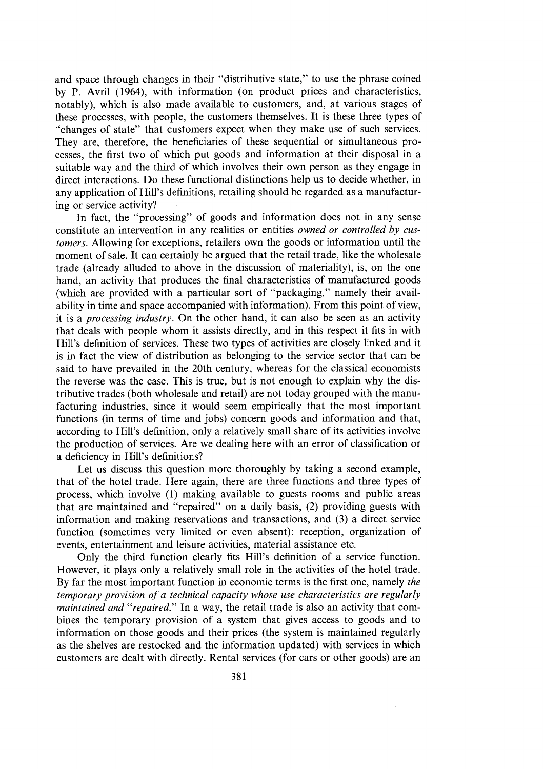and space through changes in their "distributive state," to use the phrase coined by P. Avril (1964), with information (on product prices and characteristics, notably), which is also made available to customers, and, at various stages of these processes, with people, the customers themselves. It is these three types of "changes of state" that customers expect when they make use of such services. They are, therefore, the beneficiaries of these sequential or simultaneous processes, the first two of which put goods and information at their disposal in a suitable way and the third of which involves their own person as they engage in direct interactions. Do these functional distinctions help us to decide whether, in any application of Hill's definitions, retailing should be regarded as a manufacturing or service activity?

In fact, the "processing" of goods and information does not in any sense constitute an intervention in any realities or entities *owned or controlled by customers*. Allowing for exceptions, retailers own the goods or information until the moment of sale. It can certainly be argued that the retail trade, like the wholesale trade (already alluded to above in the discussion of materiality), is, on the one hand, an activity that produces the final characteristics of manufactured goods (which are provided with a particular sort of "packaging," namely their availability in time and space accompanied with information). From this point of view, it is a *processing industry*. On the other hand, it can also be seen as an activity that deals with people whom it assists directly, and in this respect it fits in with Hill's definition of services. These two types of activities are closely linked and it is in fact the view of distribution as belonging to the service sector that can be said to have prevailed in the 20th century, whereas for the classical economists the reverse was the case. This is true, but is not enough to explain why the distributive trades (both wholesale and retail) are not today grouped with the manufacturing industries, since it would seem empirically that the most important functions (in terms of time and jobs) concern goods and information and that, according to Hill's definition, only a relatively small share of its activities involve the production of services. Are we dealing here with an error of classification or a deficiency in Hill's definitions?

Let us discuss this question more thoroughly by taking a second example, that of the hotel trade. Here again, there are three functions and three types of process, which involve (1) making available to guests rooms and public areas that are maintained and "repaired" on a daily basis, (2) providing guests with information and making reservations and transactions, and (3) a direct service function (sometimes very limited or even absent): reception, organization of events, entertainment and leisure activities, material assistance etc.

Only the third function clearly fits Hill's definition of a service function. However, it plays only a relatively small role in the activities of the hotel trade. By far the most important function in economic terms is the first one, namely *the temporary provision of a technical capacity whose use characteristics are regularly maintained and "repaired."* In a way, the retail trade is also an activity that combines the temporary provision of a system that gives access to goods and to information on those goods and their prices (the system is maintained regularly as the shelves are restocked and the information updated) with services in which customers are dealt with directly. Rental services (for cars or other goods) are an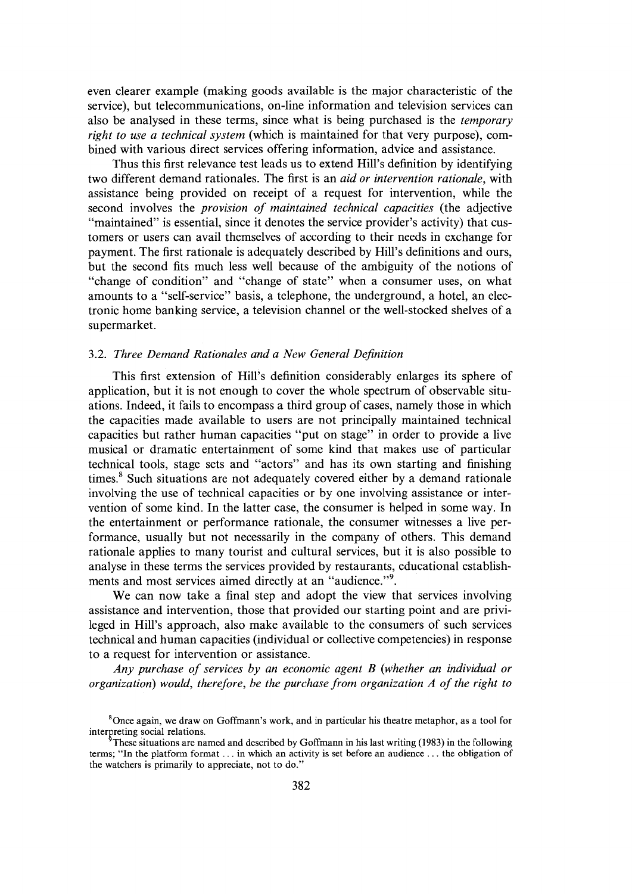even clearer example (making goods available is the major characteristic of the service), but telecommunications, on-line information and television services can also be analysed in these terms, since what is being purchased is the *temporary right to use a technical system* (which is maintained for that very purpose), combined with various direct services offering information, advice and assistance.

Thus this first relevance test leads us to extend Hill's definition by identifying two different demand rationales. The first is an *aid or intervention rationale*, with assistance being provided on receipt of a request for intervention, while the second involves the *provision of maintained technical capacities* (the adjective "maintained" is essential, since it denotes the service provider's activity) that customers or users can avail themselves of according to their needs in exchange for payment. The first rationale is adequately described by Hill's definitions and ours, but the second fits much less well because of the ambiguity of the notions of "change of condition" and "change of state" when a consumer uses, on what amounts to a "self-service" basis, a telephone, the underground, a hotel, an electronic home banking service, a television channel or the well-stocked shelves of a supermarket.

### 3.2. *Three Demand Rationales and a New General Definition*

This first extension of Hill's definition considerably enlarges its sphere of application, but it is not enough to cover the whole spectrum of observable situations. Indeed, it fails to encompass a third group of cases, namely those in which the capacities made available to users are not principally maintained technical capacities but rather human capacities "put on stage" in order to provide a live musical or dramatic entertainment of some kind that makes use of particular technical tools, stage sets and "actors" and has its own starting and finishing times.[8] Such situations are not adequately covered either by a demand rationale involving the use of technical capacities or by one involving assistance or intervention of some kind. In the latter case, the consumer is helped in some way. In the entertainment or performance rationale, the consumer witnesses a live performance, usually but not necessarily in the company of others. This demand rationale applies to many tourist and cultural services, but it is also possible to analyse in these terms the services provided by restaurants, educational establishments and most services aimed directly at an "audience."[9].

We can now take a final step and adopt the view that services involving assistance and intervention, those that provided our starting point and are privileged in Hill's approach, also make available to the consumers of such services technical and human capacities (individual or collective competencies) in response to a request for intervention or assistance.

*Any purchase of services by an economic agent B (whether an individual or organization) would, therefore, be the purchase from organization A of the right to*

[8] Once again, we draw on Goffmann's work, and in particular his theatre metaphor, as a tool for interpreting social relations.

[9] These situations are named and described by Goffmann in his last writing (1983) in the following terms; "In the platform format . . . in which an activity is set before an audience . . . the obligation of the watchers is primarily to appreciate, not to do."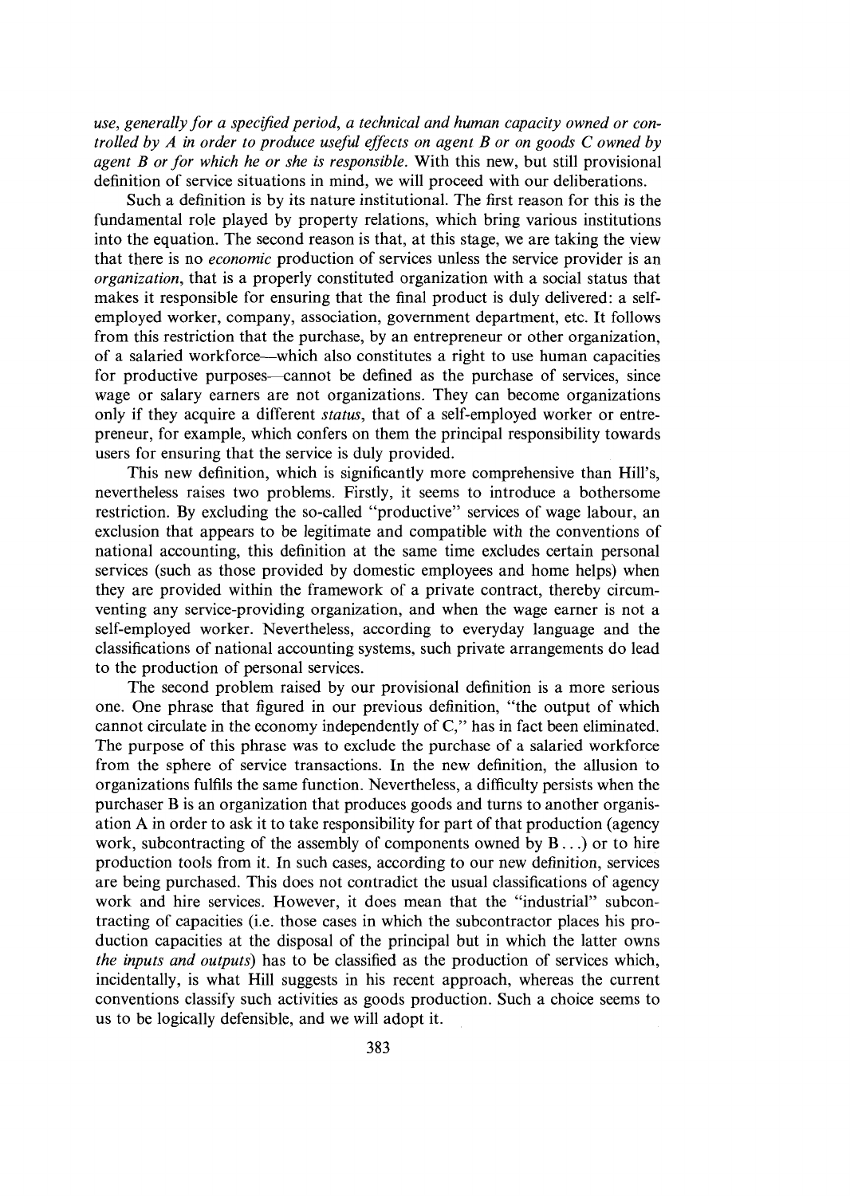*use, generally for a specified period, a technical and human capacity owned or controlled by A in order to produce useful effects on agent B or on goods C owned by agent B or for which he or she is responsible.* With this new, but still provisional definition of service situations in mind, we will proceed with our deliberations.

Such a definition is by its nature institutional. The first reason for this is the fundamental role played by property relations, which bring various institutions into the equation. The second reason is that, at this stage, we are taking the view that there is no *economic* production of services unless the service provider is an *organization*, that is a properly constituted organization with a social status that makes it responsible for ensuring that the final product is duly delivered: a self-employed worker, company, association, government department, etc. It follows from this restriction that the purchase, by an entrepreneur or other organization, of a salaried workforce—which also constitutes a right to use human capacities for productive purposes—cannot be defined as the purchase of services, since wage or salary earners are not organizations. They can become organizations only if they acquire a different *status*, that of a self-employed worker or entrepreneur, for example, which confers on them the principal responsibility towards users for ensuring that the service is duly provided.

This new definition, which is significantly more comprehensive than Hill's, nevertheless raises two problems. Firstly, it seems to introduce a bothersome restriction. By excluding the so-called "productive" services of wage labour, an exclusion that appears to be legitimate and compatible with the conventions of national accounting, this definition at the same time excludes certain personal services (such as those provided by domestic employees and home helps) when they are provided within the framework of a private contract, thereby circumventing any service-providing organization, and when the wage earner is not a self-employed worker. Nevertheless, according to everyday language and the classifications of national accounting systems, such private arrangements do lead to the production of personal services.

The second problem raised by our provisional definition is a more serious one. One phrase that figured in our previous definition, "the output of which cannot circulate in the economy independently of C," has in fact been eliminated. The purpose of this phrase was to exclude the purchase of a salaried workforce from the sphere of service transactions. In the new definition, the allusion to organizations fulfils the same function. Nevertheless, a difficulty persists when the purchaser B is an organization that produces goods and turns to another organisation A in order to ask it to take responsibility for part of that production (agency work, subcontracting of the assembly of components owned by B...) or to hire production tools from it. In such cases, according to our new definition, services are being purchased. This does not contradict the usual classifications of agency work and hire services. However, it does mean that the "industrial" subcontracting of capacities (i.e. those cases in which the subcontractor places his production capacities at the disposal of the principal but in which the latter owns *the inputs and outputs*) has to be classified as the production of services which, incidentally, is what Hill suggests in his recent approach, whereas the current conventions classify such activities as goods production. Such a choice seems to us to be logically defensible, and we will adopt it.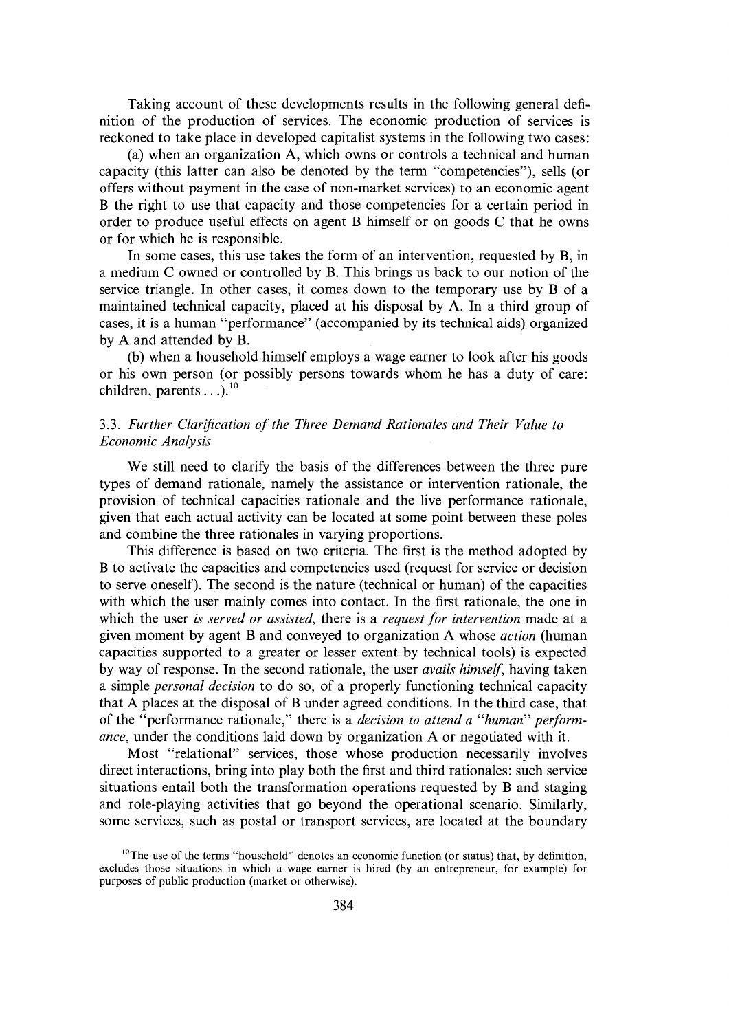Taking account of these developments results in the following general definition of the production of services. The economic production of services is reckoned to take place in developed capitalist systems in the following two cases:

(a) when an organization A, which owns or controls a technical and human capacity (this latter can also be denoted by the term "competencies"), sells (or offers without payment in the case of non-market services) to an economic agent B the right to use that capacity and those competencies for a certain period in order to produce useful effects on agent B himself or on goods C that he owns or for which he is responsible.

In some cases, this use takes the form of an intervention, requested by B, in a medium C owned or controlled by B. This brings us back to our notion of the service triangle. In other cases, it comes down to the temporary use by B of a maintained technical capacity, placed at his disposal by A. In a third group of cases, it is a human "performance" (accompanied by its technical aids) organized by A and attended by B.

(b) when a household himself employs a wage earner to look after his goods or his own person (or possibly persons towards whom he has a duty of care: children, parents . . .).[10]

### 3.3. *Further Clarification of the Three Demand Rationales and Their Value to Economic Analysis*

We still need to clarify the basis of the differences between the three pure types of demand rationale, namely the assistance or intervention rationale, the provision of technical capacities rationale and the live performance rationale, given that each actual activity can be located at some point between these poles and combine the three rationales in varying proportions.

This difference is based on two criteria. The first is the method adopted by B to activate the capacities and competencies used (request for service or decision to serve oneself). The second is the nature (technical or human) of the capacities with which the user mainly comes into contact. In the first rationale, the one in which the user *is served or assisted*, there is a *request for intervention* made at a given moment by agent B and conveyed to organization A whose *action* (human capacities supported to a greater or lesser extent by technical tools) is expected by way of response. In the second rationale, the user *avails himself*, having taken a simple *personal decision* to do so, of a properly functioning technical capacity that A places at the disposal of B under agreed conditions. In the third case, that of the "performance rationale," there is a *decision to attend a "human" performance*, under the conditions laid down by organization A or negotiated with it.

Most "relational" services, those whose production necessarily involves direct interactions, bring into play both the first and third rationales: such service situations entail both the transformation operations requested by B and staging and role-playing activities that go beyond the operational scenario. Similarly, some services, such as postal or transport services, are located at the boundary

[10] The use of the terms "household" denotes an economic function (or status) that, by definition, excludes those situations in which a wage earner is hired (by an entrepreneur, for example) for purposes of public production (market or otherwise).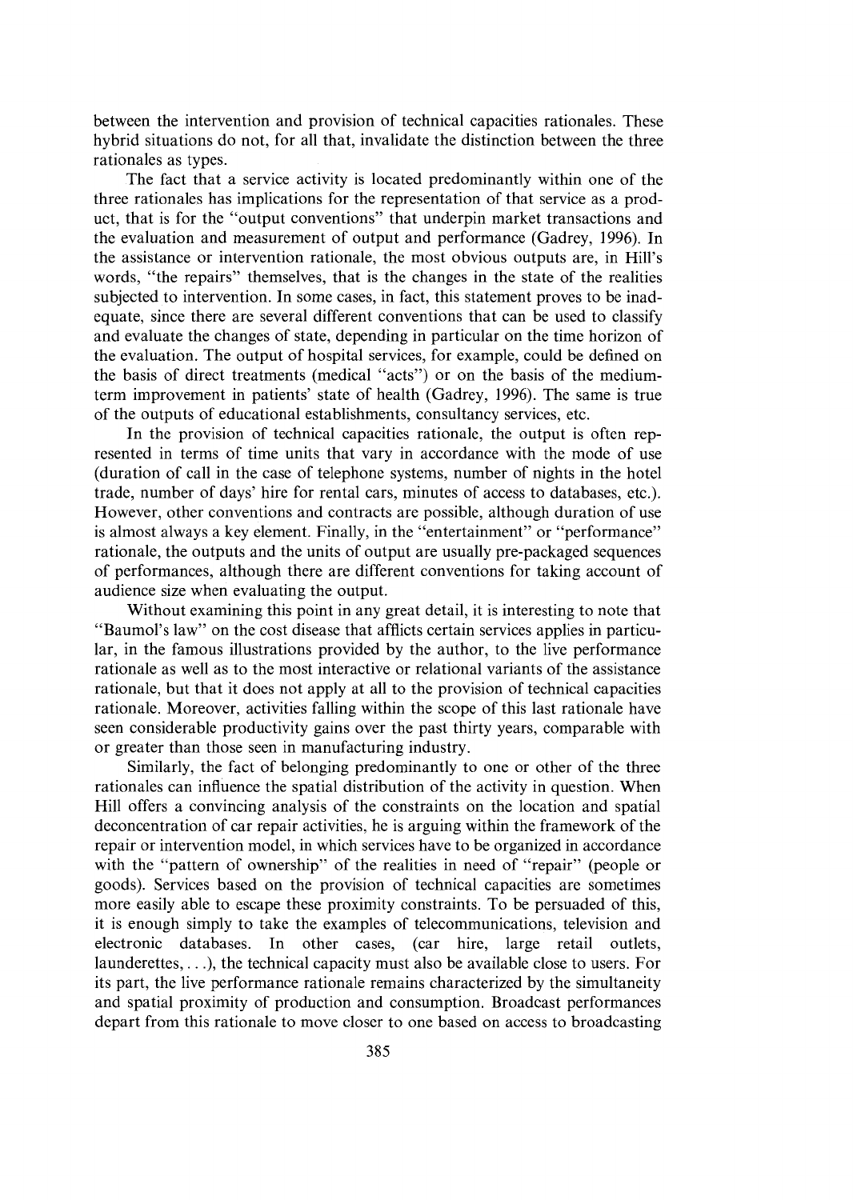between the intervention and provision of technical capacities rationales. These hybrid situations do not, for all that, invalidate the distinction between the three rationales as types.

The fact that a service activity is located predominantly within one of the three rationales has implications for the representation of that service as a product, that is for the "output conventions" that underpin market transactions and the evaluation and measurement of output and performance (Gadrey, 1996). In the assistance or intervention rationale, the most obvious outputs are, in Hill's words, "the repairs" themselves, that is the changes in the state of the realities subjected to intervention. In some cases, in fact, this statement proves to be inadequate, since there are several different conventions that can be used to classify and evaluate the changes of state, depending in particular on the time horizon of the evaluation. The output of hospital services, for example, could be defined on the basis of direct treatments (medical "acts") or on the basis of the medium-term improvement in patients' state of health (Gadrey, 1996). The same is true of the outputs of educational establishments, consultancy services, etc.

In the provision of technical capacities rationale, the output is often represented in terms of time units that vary in accordance with the mode of use (duration of call in the case of telephone systems, number of nights in the hotel trade, number of days' hire for rental cars, minutes of access to databases, etc.). However, other conventions and contracts are possible, although duration of use is almost always a key element. Finally, in the "entertainment" or "performance" rationale, the outputs and the units of output are usually pre-packaged sequences of performances, although there are different conventions for taking account of audience size when evaluating the output.

Without examining this point in any great detail, it is interesting to note that "Baumol's law" on the cost disease that afflicts certain services applies in particular, in the famous illustrations provided by the author, to the live performance rationale as well as to the most interactive or relational variants of the assistance rationale, but that it does not apply at all to the provision of technical capacities rationale. Moreover, activities falling within the scope of this last rationale have seen considerable productivity gains over the past thirty years, comparable with or greater than those seen in manufacturing industry.

Similarly, the fact of belonging predominantly to one or other of the three rationales can influence the spatial distribution of the activity in question. When Hill offers a convincing analysis of the constraints on the location and spatial deconcentration of car repair activities, he is arguing within the framework of the repair or intervention model, in which services have to be organized in accordance with the "pattern of ownership" of the realities in need of "repair" (people or goods). Services based on the provision of technical capacities are sometimes more easily able to escape these proximity constraints. To be persuaded of this, it is enough simply to take the examples of telecommunications, television and electronic databases. In other cases, (car hire, large retail outlets, launderettes, . . .), the technical capacity must also be available close to users. For its part, the live performance rationale remains characterized by the simultaneity and spatial proximity of production and consumption. Broadcast performances depart from this rationale to move closer to one based on access to broadcasting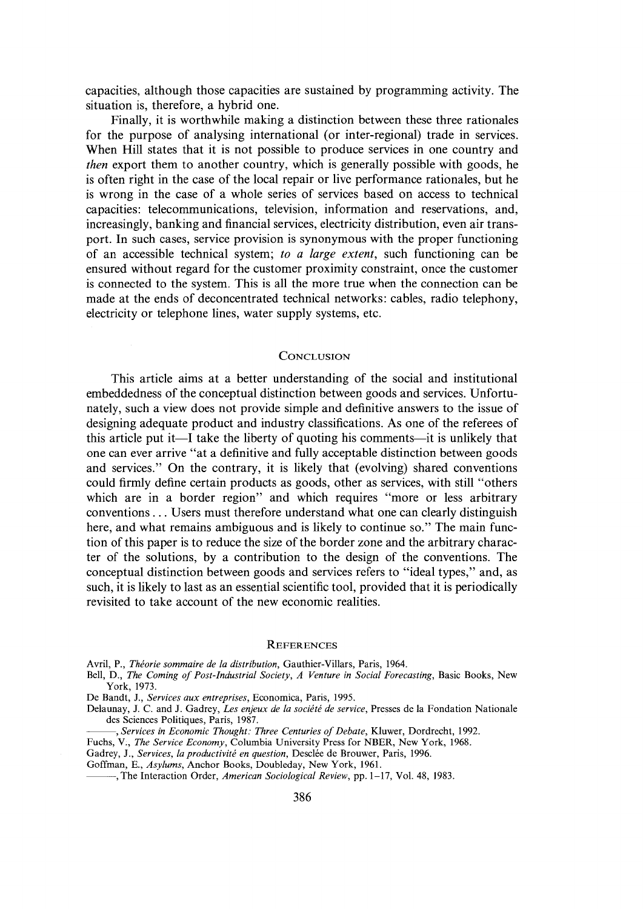capacities, although those capacities are sustained by programming activity. The situation is, therefore, a hybrid one.

Finally, it is worthwhile making a distinction between these three rationales for the purpose of analysing international (or inter-regional) trade in services. When Hill states that it is not possible to produce services in one country and *then* export them to another country, which is generally possible with goods, he is often right in the case of the local repair or live performance rationales, but he is wrong in the case of a whole series of services based on access to technical capacities: telecommunications, television, information and reservations, and, increasingly, banking and financial services, electricity distribution, even air transport. In such cases, service provision is synonymous with the proper functioning of an accessible technical system; *to a large extent*, such functioning can be ensured without regard for the customer proximity constraint, once the customer is connected to the system. This is all the more true when the connection can be made at the ends of deconcentrated technical networks: cables, radio telephony, electricity or telephone lines, water supply systems, etc.

## Conclusion

This article aims at a better understanding of the social and institutional embeddedness of the conceptual distinction between goods and services. Unfortunately, such a view does not provide simple and definitive answers to the issue of designing adequate product and industry classifications. As one of the referees of this article put it—I take the liberty of quoting his comments—it is unlikely that one can ever arrive "at a definitive and fully acceptable distinction between goods and services." On the contrary, it is likely that (evolving) shared conventions could firmly define certain products as goods, other as services, with still "others which are in a border region" and which requires "more or less arbitrary conventions . . . Users must therefore understand what one can clearly distinguish here, and what remains ambiguous and is likely to continue so." The main function of this paper is to reduce the size of the border zone and the arbitrary character of the solutions, by a contribution to the design of the conventions. The conceptual distinction between goods and services refers to "ideal types," and, as such, it is likely to last as an essential scientific tool, provided that it is periodically revisited to take account of the new economic realities.

## References

Avril, P., *Théorie sommaire de la distribution*, Gauthier-Villars, Paris, 1964.

Bell, D., *The Coming of Post-Industrial Society, A Venture in Social Forecasting*, Basic Books, New York, 1973.

De Bandt, J., *Services aux entreprises*, Economica, Paris, 1995.

Delaunay, J. C. and J. Gadrey, *Les enjeux de la société de service*, Presses de la Fondation Nationale des Sciences Politiques, Paris, 1987.

———, *Services in Economic Thought: Three Centuries of Debate*, Kluwer, Dordrecht, 1992.

Fuchs, V., *The Service Economy*, Columbia University Press for NBER, New York, 1968.

Gadrey, J., *Services, la productivité en question*, Desclée de Brouwer, Paris, 1996.

Goffman, E., *Asylums*, Anchor Books, Doubleday, New York, 1961.

———, The Interaction Order, *American Sociological Review*, pp. 1–17, Vol. 48, 1983.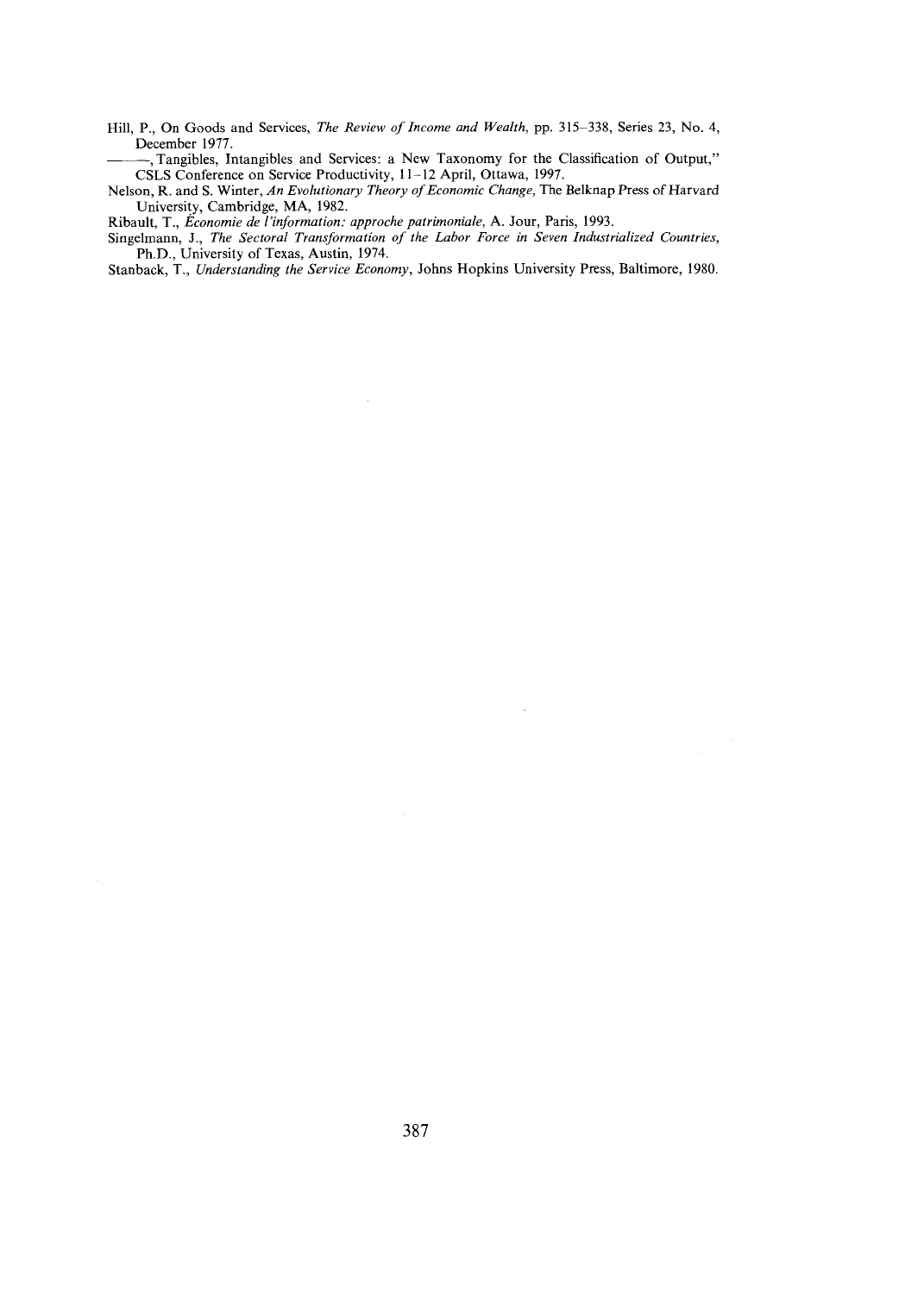Hill, P., On Goods and Services, *The Review of Income and Wealth*, pp. 315–338, Series 23, No. 4, December 1977.

———, Tangibles, Intangibles and Services: a New Taxonomy for the Classification of Output," CSLS Conference on Service Productivity, 11–12 April, Ottawa, 1997.

Nelson, R. and S. Winter, *An Evolutionary Theory of Economic Change*, The Belknap Press of Harvard University, Cambridge, MA, 1982.

Ribault, T., *Économie de l'information: approche patrimoniale*, A. Jour, Paris, 1993.

Singelmann, J., *The Sectoral Transformation of the Labor Force in Seven Industrialized Countries*, Ph.D., University of Texas, Austin, 1974.

Stanback, T., *Understanding the Service Economy*, Johns Hopkins University Press, Baltimore, 1980.